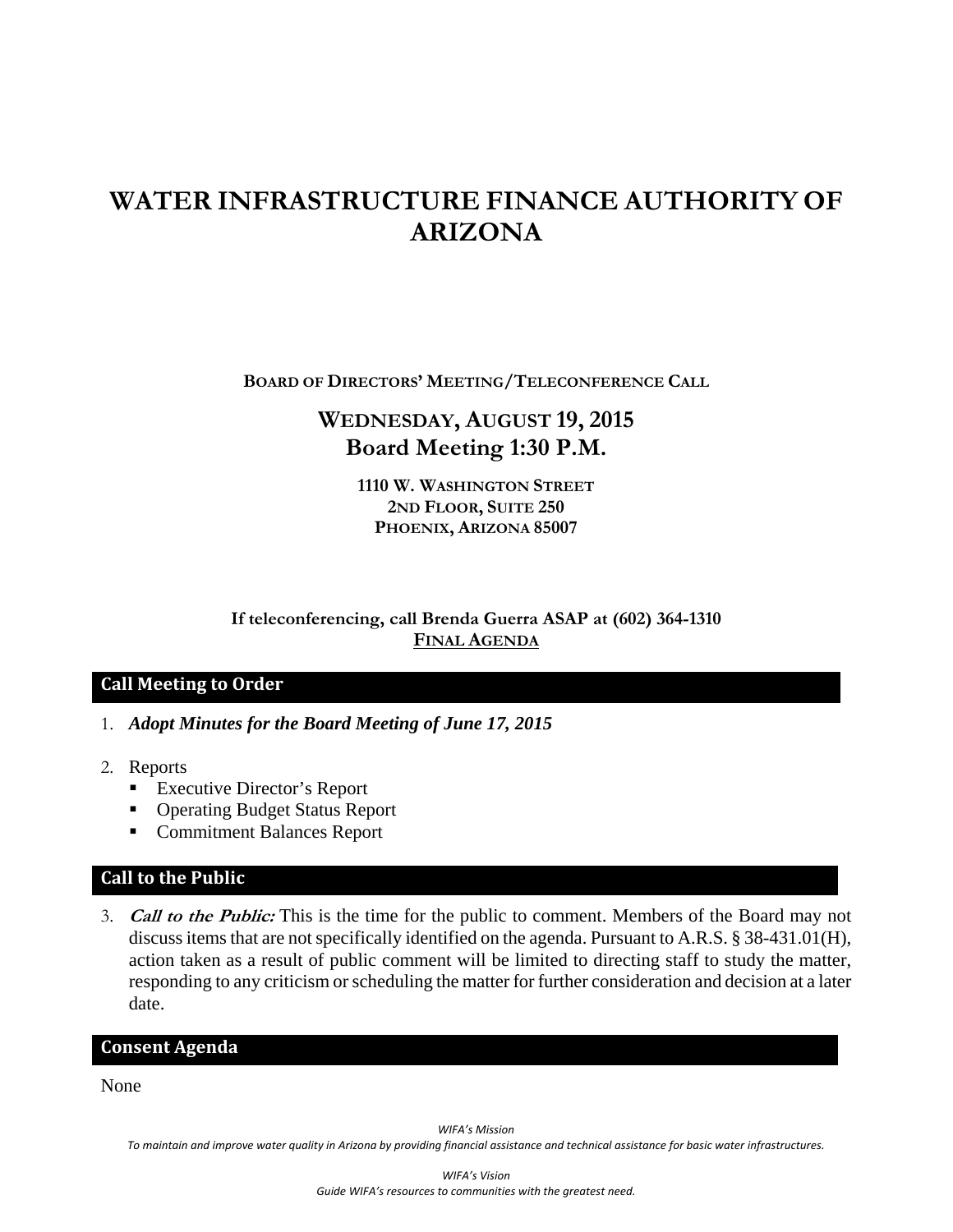# WATER INFRASTRUCTURE FINANCE AUTHORITY OF ARIZONA

**BOARD OF DIRECTORS' MEETING/TELECONFERENCE CALL**

## WEDNESDAY, AUGUST 19, 2015
## Board Meeting 1:30 P.M.

**1110 W. WASHINGTON STREET**
**2ND FLOOR, SUITE 250**
**PHOENIX, ARIZONA 85007**

**If teleconferencing, call Brenda Guerra ASAP at (602) 364-1310**
**FINAL AGENDA**

## Call Meeting to Order

1. ***Adopt Minutes for the Board Meeting of June 17, 2015***

2. Reports
   - Executive Director's Report
   - Operating Budget Status Report
   - Commitment Balances Report

## Call to the Public

3. ***Call to the Public:*** This is the time for the public to comment. Members of the Board may not discuss items that are not specifically identified on the agenda. Pursuant to A.R.S. § 38-431.01(H), action taken as a result of public comment will be limited to directing staff to study the matter, responding to any criticism or scheduling the matter for further consideration and decision at a later date.

## Consent Agenda

None

*WIFA's Mission*
*To maintain and improve water quality in Arizona by providing financial assistance and technical assistance for basic water infrastructures.*

*WIFA's Vision*
*Guide WIFA's resources to communities with the greatest need.*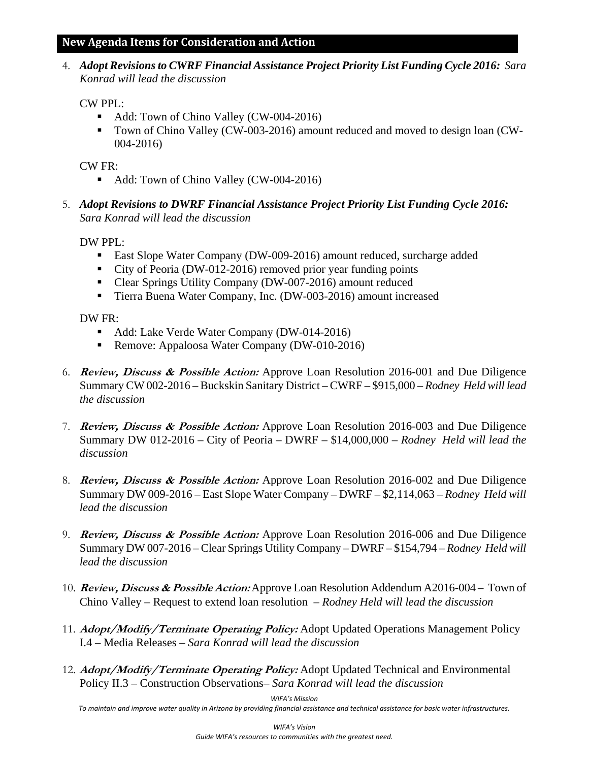## New Agenda Items for Consideration and Action

4. ***Adopt Revisions to CWRF Financial Assistance Project Priority List Funding Cycle 2016:*** *Sara Konrad will lead the discussion*

   CW PPL:
   - Add: Town of Chino Valley (CW-004-2016)
   - Town of Chino Valley (CW-003-2016) amount reduced and moved to design loan (CW-004-2016)

   CW FR:
   - Add: Town of Chino Valley (CW-004-2016)

5. ***Adopt Revisions to DWRF Financial Assistance Project Priority List Funding Cycle 2016:*** *Sara Konrad will lead the discussion*

   DW PPL:
   - East Slope Water Company (DW-009-2016) amount reduced, surcharge added
   - City of Peoria (DW-012-2016) removed prior year funding points
   - Clear Springs Utility Company (DW-007-2016) amount reduced
   - Tierra Buena Water Company, Inc. (DW-003-2016) amount increased

   DW FR:
   - Add: Lake Verde Water Company (DW-014-2016)
   - Remove: Appaloosa Water Company (DW-010-2016)

6. ***Review, Discuss & Possible Action:*** Approve Loan Resolution 2016-001 and Due Diligence Summary CW 002-2016 – Buckskin Sanitary District – CWRF – $915,000 – *Rodney Held will lead the discussion*

7. ***Review, Discuss & Possible Action:*** Approve Loan Resolution 2016-003 and Due Diligence Summary DW 012-2016 – City of Peoria – DWRF – $14,000,000 – *Rodney Held will lead the discussion*

8. ***Review, Discuss & Possible Action:*** Approve Loan Resolution 2016-002 and Due Diligence Summary DW 009-2016 – East Slope Water Company – DWRF – $2,114,063 – *Rodney Held will lead the discussion*

9. ***Review, Discuss & Possible Action:*** Approve Loan Resolution 2016-006 and Due Diligence Summary DW 007-2016 – Clear Springs Utility Company – DWRF – $154,794 – *Rodney Held will lead the discussion*

10. ***Review, Discuss & Possible Action:*** Approve Loan Resolution Addendum A2016-004 – Town of Chino Valley – Request to extend loan resolution – *Rodney Held will lead the discussion*

11. ***Adopt/Modify/Terminate Operating Policy:*** Adopt Updated Operations Management Policy I.4 – Media Releases – *Sara Konrad will lead the discussion*

12. ***Adopt/Modify/Terminate Operating Policy:*** Adopt Updated Technical and Environmental Policy II.3 – Construction Observations– *Sara Konrad will lead the discussion*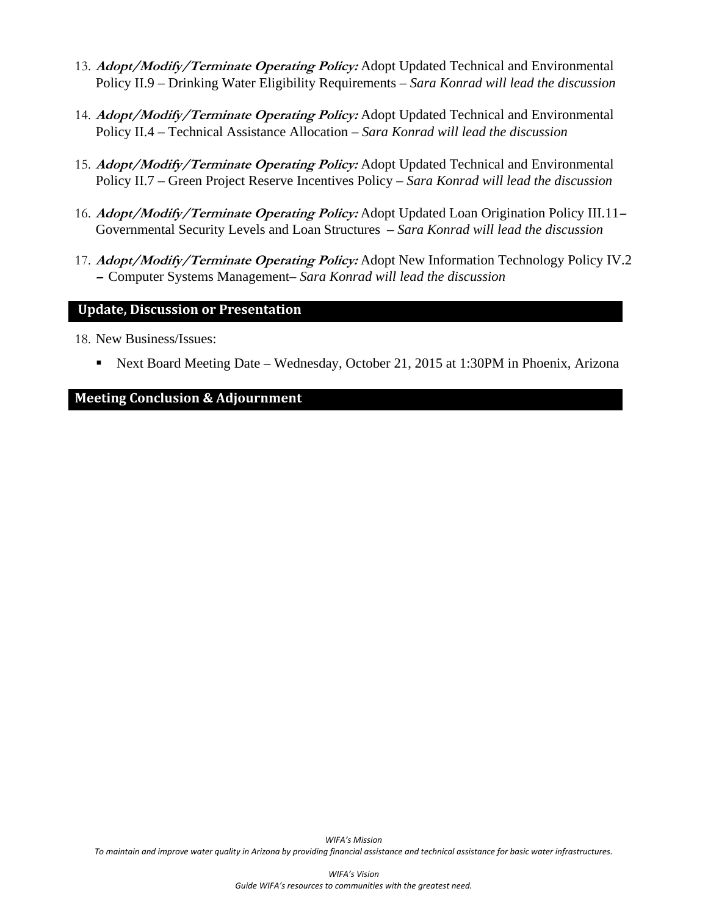13. ***Adopt/Modify/Terminate Operating Policy:*** Adopt Updated Technical and Environmental Policy II.9 – Drinking Water Eligibility Requirements – *Sara Konrad will lead the discussion*

14. ***Adopt/Modify/Terminate Operating Policy:*** Adopt Updated Technical and Environmental Policy II.4 – Technical Assistance Allocation – *Sara Konrad will lead the discussion*

15. ***Adopt/Modify/Terminate Operating Policy:*** Adopt Updated Technical and Environmental Policy II.7 – Green Project Reserve Incentives Policy – *Sara Konrad will lead the discussion*

16. ***Adopt/Modify/Terminate Operating Policy:*** Adopt Updated Loan Origination Policy III.11 – Governmental Security Levels and Loan Structures – *Sara Konrad will lead the discussion*

17. ***Adopt/Modify/Terminate Operating Policy:*** Adopt New Information Technology Policy IV.2 – Computer Systems Management– *Sara Konrad will lead the discussion*

## Update, Discussion or Presentation

18. New Business/Issues:

    - Next Board Meeting Date – Wednesday, October 21, 2015 at 1:30PM in Phoenix, Arizona

## Meeting Conclusion & Adjournment

*WIFA's Mission*
*To maintain and improve water quality in Arizona by providing financial assistance and technical assistance for basic water infrastructures.*

*WIFA's Vision*
*Guide WIFA's resources to communities with the greatest need.*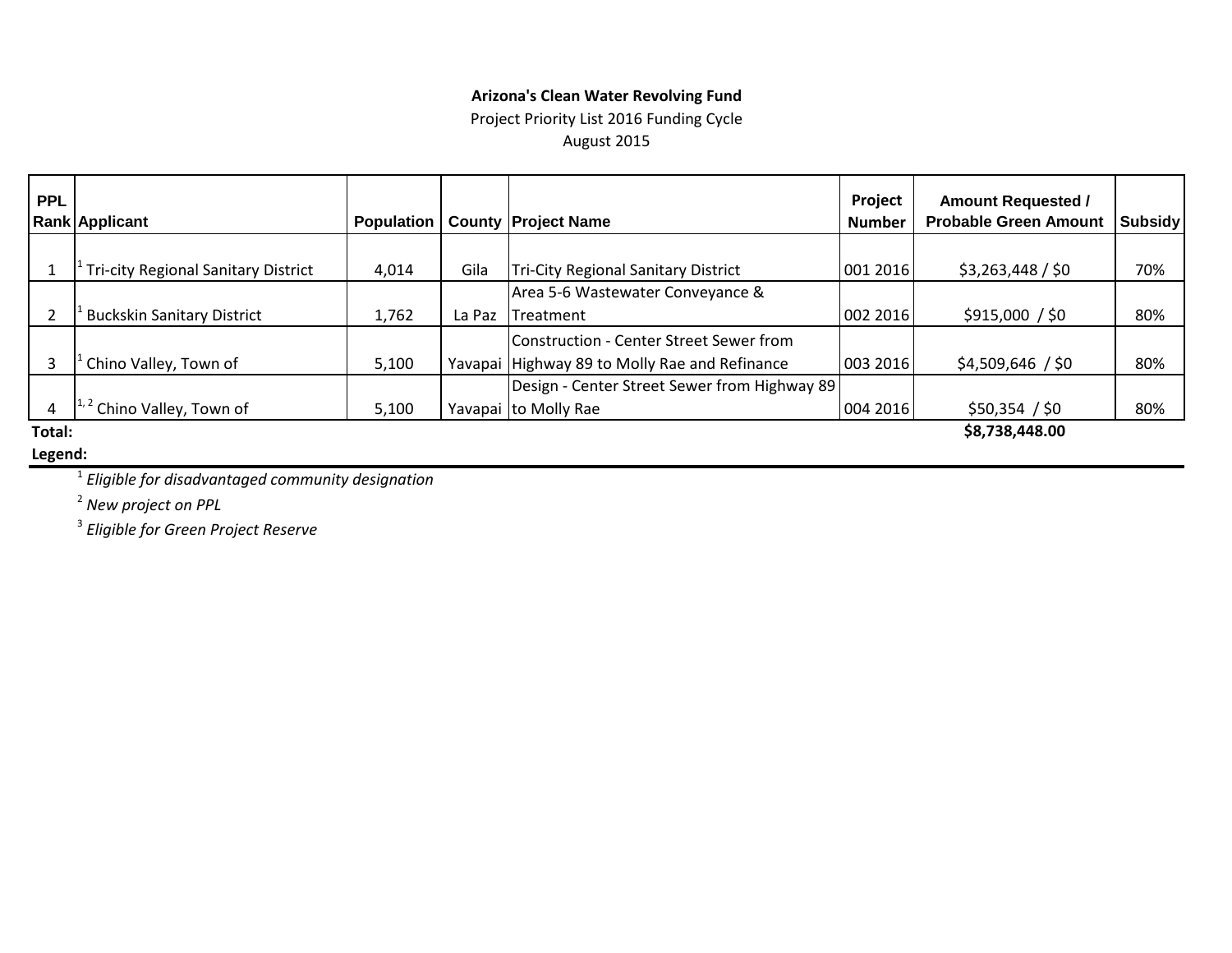**Arizona's Clean Water Revolving Fund**

Project Priority List 2016 Funding Cycle

August 2015

| PPL Rank | Applicant | Population | County | Project Name | Project Number | Amount Requested / Probable Green Amount | Subsidy |
|---|---|---|---|---|---|---|---|
| 1 | [1] Tri-city Regional Sanitary District | 4,014 | Gila | Tri-City Regional Sanitary District | 001 2016 | $3,263,448 / $0 | 70% |
| 2 | [1] Buckskin Sanitary District | 1,762 | La Paz | Area 5-6 Wastewater Conveyance & Treatment | 002 2016 | $915,000 / $0 | 80% |
| 3 | [1] Chino Valley, Town of | 5,100 | Yavapai | Construction - Center Street Sewer from Highway 89 to Molly Rae and Refinance | 003 2016 | $4,509,646 / $0 | 80% |
| 4 | [1, 2] Chino Valley, Town of | 5,100 | Yavapai | Design - Center Street Sewer from Highway 89 to Molly Rae | 004 2016 | $50,354 / $0 | 80% |
| **Total:** | | | | | | **$8,738,448.00** | |

**Legend:**

[1] *Eligible for disadvantaged community designation*

[2] *New project on PPL*

[3] *Eligible for Green Project Reserve*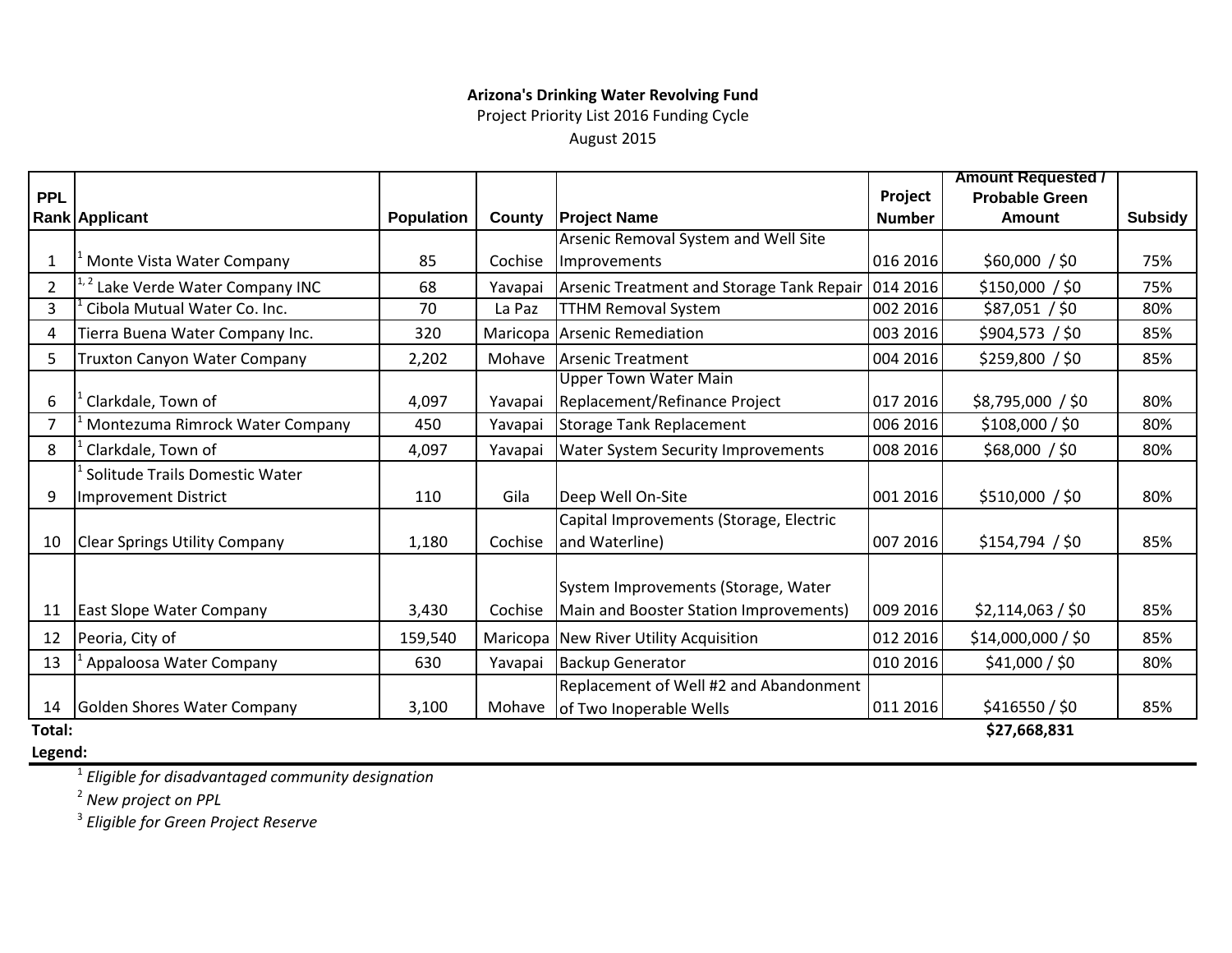**Arizona's Drinking Water Revolving Fund**

Project Priority List 2016 Funding Cycle

August 2015

| PPL Rank | Applicant | Population | County | Project Name | Project Number | Amount Requested / Probable Green Amount | Subsidy |
|---|---|---|---|---|---|---|---|
| 1 | [1] Monte Vista Water Company | 85 | Cochise | Arsenic Removal System and Well Site Improvements | 016 2016 | $60,000 / $0 | 75% |
| 2 | [1, 2] Lake Verde Water Company INC | 68 | Yavapai | Arsenic Treatment and Storage Tank Repair | 014 2016 | $150,000 / $0 | 75% |
| 3 | [1] Cibola Mutual Water Co. Inc. | 70 | La Paz | TTHM Removal System | 002 2016 | $87,051 / $0 | 80% |
| 4 | Tierra Buena Water Company Inc. | 320 | Maricopa | Arsenic Remediation | 003 2016 | $904,573 / $0 | 85% |
| 5 | Truxton Canyon Water Company | 2,202 | Mohave | Arsenic Treatment | 004 2016 | $259,800 / $0 | 85% |
| 6 | [1] Clarkdale, Town of | 4,097 | Yavapai | Upper Town Water Main Replacement/Refinance Project | 017 2016 | $8,795,000 / $0 | 80% |
| 7 | [1] Montezuma Rimrock Water Company | 450 | Yavapai | Storage Tank Replacement | 006 2016 | $108,000 / $0 | 80% |
| 8 | [1] Clarkdale, Town of | 4,097 | Yavapai | Water System Security Improvements | 008 2016 | $68,000 / $0 | 80% |
| 9 | [1] Solitude Trails Domestic Water Improvement District | 110 | Gila | Deep Well On-Site | 001 2016 | $510,000 / $0 | 80% |
| 10 | Clear Springs Utility Company | 1,180 | Cochise | Capital Improvements (Storage, Electric and Waterline) | 007 2016 | $154,794 / $0 | 85% |
| 11 | East Slope Water Company | 3,430 | Cochise | System Improvements (Storage, Water Main and Booster Station Improvements) | 009 2016 | $2,114,063 / $0 | 85% |
| 12 | Peoria, City of | 159,540 | Maricopa | New River Utility Acquisition | 012 2016 | $14,000,000 / $0 | 85% |
| 13 | [1] Appaloosa Water Company | 630 | Yavapai | Backup Generator | 010 2016 | $41,000 / $0 | 80% |
| 14 | Golden Shores Water Company | 3,100 | Mohave | Replacement of Well #2 and Abandonment of Two Inoperable Wells | 011 2016 | $416550 / $0 | 85% |
| **Total:** | | | | | | **$27,668,831** | |

**Legend:**

[1] *Eligible for disadvantaged community designation*

[2] *New project on PPL*

[3] *Eligible for Green Project Reserve*